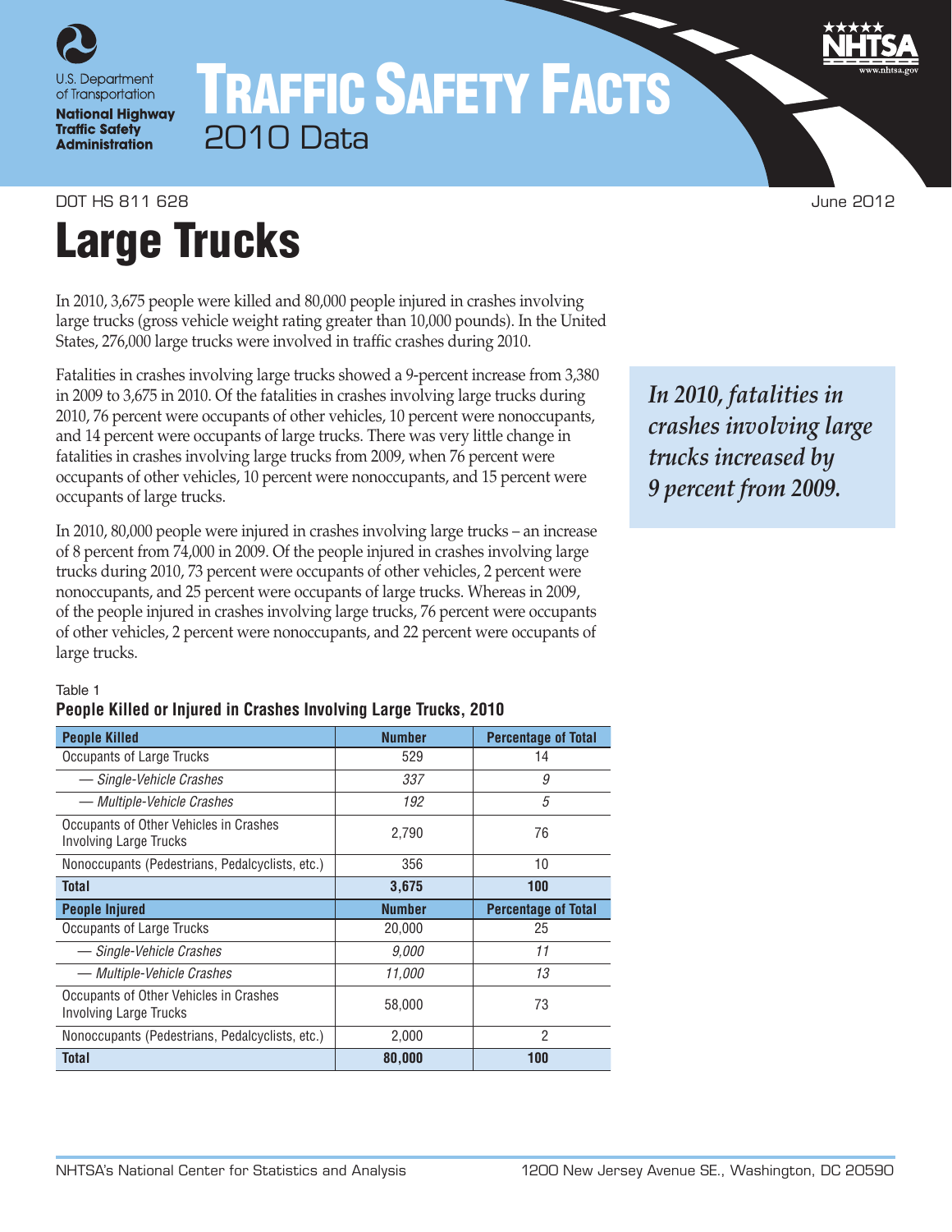U.S. Department of Transportation
National Highway Traffic Safety Administration

# TRAFFIC SAFETY FACTS
2010 Data

DOT HS 811 628 June 2012

# Large Trucks

In 2010, 3,675 people were killed and 80,000 people injured in crashes involving large trucks (gross vehicle weight rating greater than 10,000 pounds). In the United States, 276,000 large trucks were involved in traffic crashes during 2010.

Fatalities in crashes involving large trucks showed a 9-percent increase from 3,380 in 2009 to 3,675 in 2010. Of the fatalities in crashes involving large trucks during 2010, 76 percent were occupants of other vehicles, 10 percent were nonoccupants, and 14 percent were occupants of large trucks. There was very little change in fatalities in crashes involving large trucks from 2009, when 76 percent were occupants of other vehicles, 10 percent were nonoccupants, and 15 percent were occupants of large trucks.

***In 2010, fatalities in crashes involving large trucks increased by 9 percent from 2009.***

In 2010, 80,000 people were injured in crashes involving large trucks – an increase of 8 percent from 74,000 in 2009. Of the people injured in crashes involving large trucks during 2010, 73 percent were occupants of other vehicles, 2 percent were nonoccupants, and 25 percent were occupants of large trucks. Whereas in 2009, of the people injured in crashes involving large trucks, 76 percent were occupants of other vehicles, 2 percent were nonoccupants, and 22 percent were occupants of large trucks.

Table 1
**People Killed or Injured in Crashes Involving Large Trucks, 2010**

| People Killed | Number | Percentage of Total |
|---|---|---|
| Occupants of Large Trucks | 529 | 14 |
| *— Single-Vehicle Crashes* | *337* | *9* |
| *— Multiple-Vehicle Crashes* | *192* | *5* |
| Occupants of Other Vehicles in Crashes Involving Large Trucks | 2,790 | 76 |
| Nonoccupants (Pedestrians, Pedalcyclists, etc.) | 356 | 10 |
| **Total** | **3,675** | **100** |
| **People Injured** | **Number** | **Percentage of Total** |
| Occupants of Large Trucks | 20,000 | 25 |
| *— Single-Vehicle Crashes* | *9,000* | *11* |
| *— Multiple-Vehicle Crashes* | *11,000* | *13* |
| Occupants of Other Vehicles in Crashes Involving Large Trucks | 58,000 | 73 |
| Nonoccupants (Pedestrians, Pedalcyclists, etc.) | 2,000 | 2 |
| **Total** | **80,000** | **100** |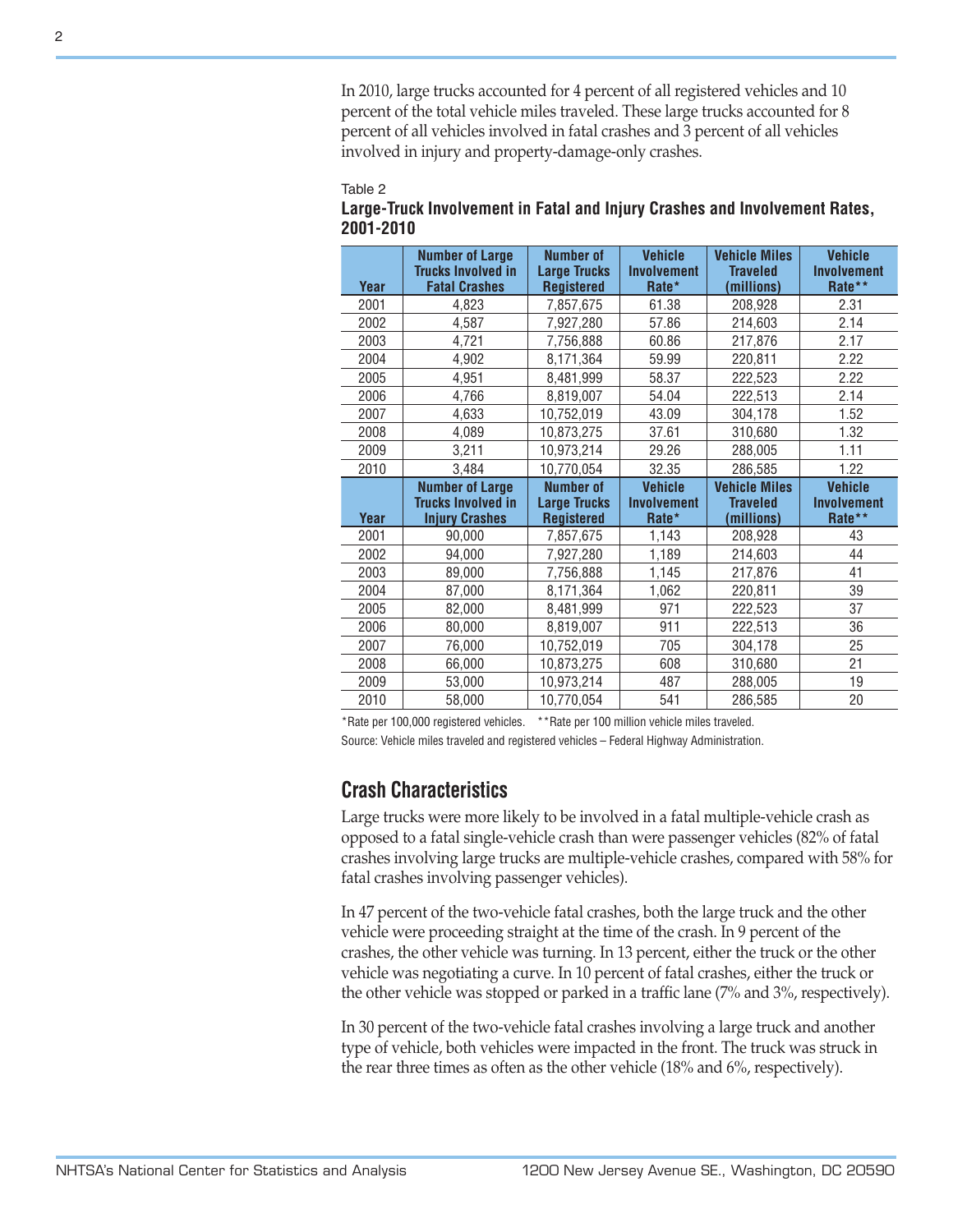In 2010, large trucks accounted for 4 percent of all registered vehicles and 10 percent of the total vehicle miles traveled. These large trucks accounted for 8 percent of all vehicles involved in fatal crashes and 3 percent of all vehicles involved in injury and property-damage-only crashes.

Table 2

**Large-Truck Involvement in Fatal and Injury Crashes and Involvement Rates, 2001-2010**

| Year | Number of Large Trucks Involved in Fatal Crashes | Number of Large Trucks Registered | Vehicle Involvement Rate* | Vehicle Miles Traveled (millions) | Vehicle Involvement Rate** |
|---|---|---|---|---|---|
| 2001 | 4,823 | 7,857,675 | 61.38 | 208,928 | 2.31 |
| 2002 | 4,587 | 7,927,280 | 57.86 | 214,603 | 2.14 |
| 2003 | 4,721 | 7,756,888 | 60.86 | 217,876 | 2.17 |
| 2004 | 4,902 | 8,171,364 | 59.99 | 220,811 | 2.22 |
| 2005 | 4,951 | 8,481,999 | 58.37 | 222,523 | 2.22 |
| 2006 | 4,766 | 8,819,007 | 54.04 | 222,513 | 2.14 |
| 2007 | 4,633 | 10,752,019 | 43.09 | 304,178 | 1.52 |
| 2008 | 4,089 | 10,873,275 | 37.61 | 310,680 | 1.32 |
| 2009 | 3,211 | 10,973,214 | 29.26 | 288,005 | 1.11 |
| 2010 | 3,484 | 10,770,054 | 32.35 | 286,585 | 1.22 |
| **Year** | **Number of Large Trucks Involved in Injury Crashes** | **Number of Large Trucks Registered** | **Vehicle Involvement Rate*** | **Vehicle Miles Traveled (millions)** | **Vehicle Involvement Rate**** |
| 2001 | 90,000 | 7,857,675 | 1,143 | 208,928 | 43 |
| 2002 | 94,000 | 7,927,280 | 1,189 | 214,603 | 44 |
| 2003 | 89,000 | 7,756,888 | 1,145 | 217,876 | 41 |
| 2004 | 87,000 | 8,171,364 | 1,062 | 220,811 | 39 |
| 2005 | 82,000 | 8,481,999 | 971 | 222,523 | 37 |
| 2006 | 80,000 | 8,819,007 | 911 | 222,513 | 36 |
| 2007 | 76,000 | 10,752,019 | 705 | 304,178 | 25 |
| 2008 | 66,000 | 10,873,275 | 608 | 310,680 | 21 |
| 2009 | 53,000 | 10,973,214 | 487 | 288,005 | 19 |
| 2010 | 58,000 | 10,770,054 | 541 | 286,585 | 20 |

*Rate per 100,000 registered vehicles. **Rate per 100 million vehicle miles traveled.

Source: Vehicle miles traveled and registered vehicles – Federal Highway Administration.

## Crash Characteristics

Large trucks were more likely to be involved in a fatal multiple-vehicle crash as opposed to a fatal single-vehicle crash than were passenger vehicles (82% of fatal crashes involving large trucks are multiple-vehicle crashes, compared with 58% for fatal crashes involving passenger vehicles).

In 47 percent of the two-vehicle fatal crashes, both the large truck and the other vehicle were proceeding straight at the time of the crash. In 9 percent of the crashes, the other vehicle was turning. In 13 percent, either the truck or the other vehicle was negotiating a curve. In 10 percent of fatal crashes, either the truck or the other vehicle was stopped or parked in a traffic lane (7% and 3%, respectively).

In 30 percent of the two-vehicle fatal crashes involving a large truck and another type of vehicle, both vehicles were impacted in the front. The truck was struck in the rear three times as often as the other vehicle (18% and 6%, respectively).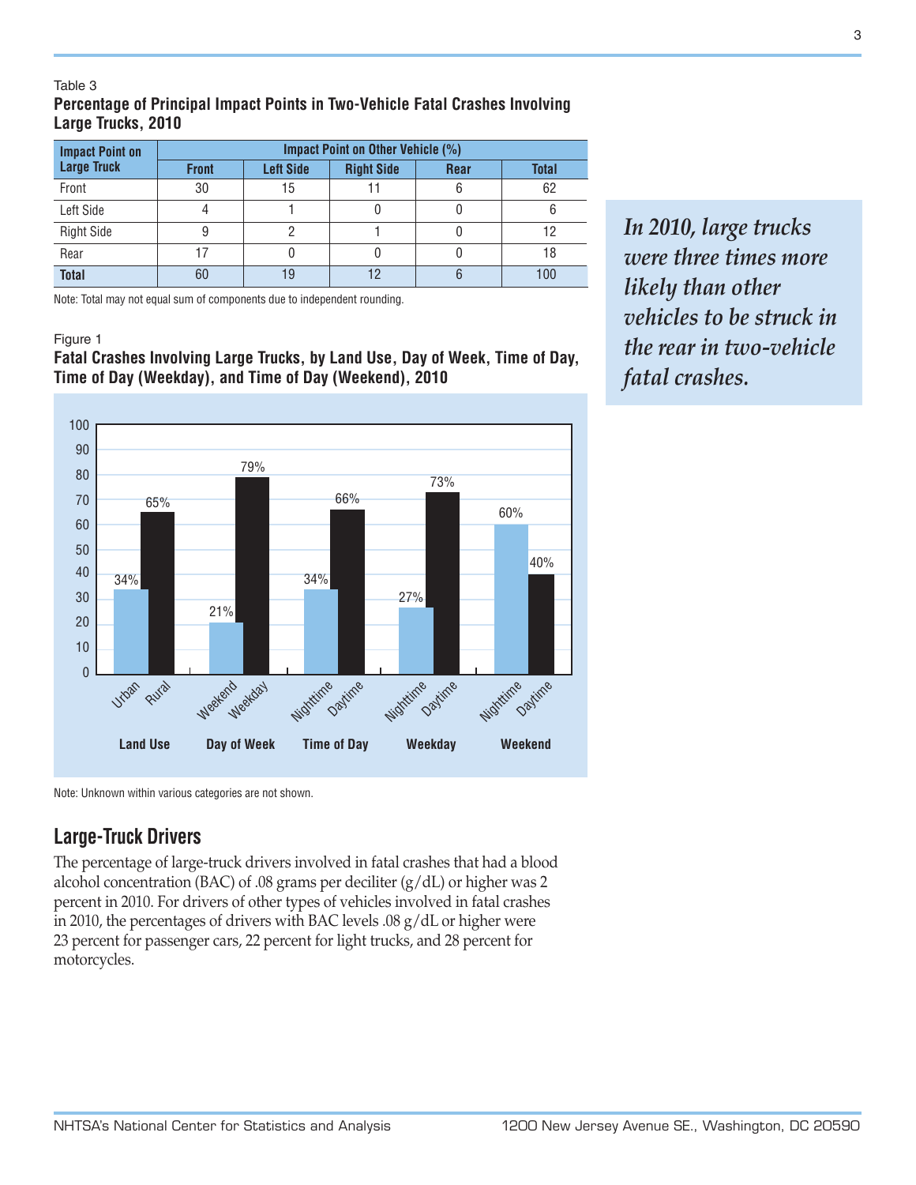Table 3

**Percentage of Principal Impact Points in Two-Vehicle Fatal Crashes Involving Large Trucks, 2010**

| Impact Point on Large Truck | Impact Point on Other Vehicle (%) | | | | |
|---|---|---|---|---|---|
| | Front | Left Side | Right Side | Rear | Total |
| Front | 30 | 15 | 11 | 6 | 62 |
| Left Side | 4 | 1 | 0 | 0 | 6 |
| Right Side | 9 | 2 | 1 | 0 | 12 |
| Rear | 17 | 0 | 0 | 0 | 18 |
| **Total** | 60 | 19 | 12 | 6 | 100 |

Note: Total may not equal sum of components due to independent rounding.

*In 2010, large trucks were three times more likely than other vehicles to be struck in the rear in two-vehicle fatal crashes.*

Figure 1

**Fatal Crashes Involving Large Trucks, by Land Use, Day of Week, Time of Day, Time of Day (Weekday), and Time of Day (Weekend), 2010**

| Category | | Percent |
|---|---|---|
| Land Use | Urban | 34% |
| | Rural | 65% |
| Day of Week | Weekend | 21% |
| | Weekday | 79% |
| Time of Day | Nighttime | 34% |
| | Daytime | 66% |
| Weekday | Nighttime | 27% |
| | Daytime | 73% |
| Weekend | Nighttime | 60% |
| | Daytime | 40% |

Note: Unknown within various categories are not shown.

## Large-Truck Drivers

The percentage of large-truck drivers involved in fatal crashes that had a blood alcohol concentration (BAC) of .08 grams per deciliter (g/dL) or higher was 2 percent in 2010. For drivers of other types of vehicles involved in fatal crashes in 2010, the percentages of drivers with BAC levels .08 g/dL or higher were 23 percent for passenger cars, 22 percent for light trucks, and 28 percent for motorcycles.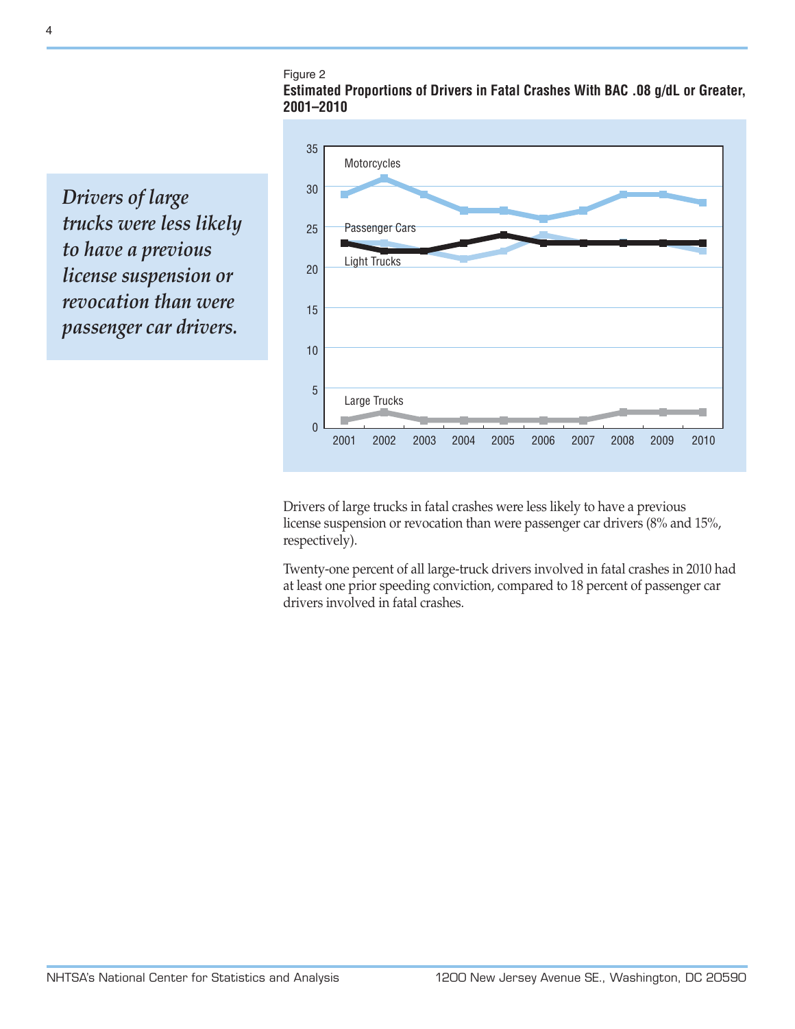*Drivers of large trucks were less likely to have a previous license suspension or revocation than were passenger car drivers.*

Figure 2
**Estimated Proportions of Drivers in Fatal Crashes With BAC .08 g/dL or Greater, 2001–2010**

Drivers of large trucks in fatal crashes were less likely to have a previous license suspension or revocation than were passenger car drivers (8% and 15%, respectively).

Twenty-one percent of all large-truck drivers involved in fatal crashes in 2010 had at least one prior speeding conviction, compared to 18 percent of passenger car drivers involved in fatal crashes.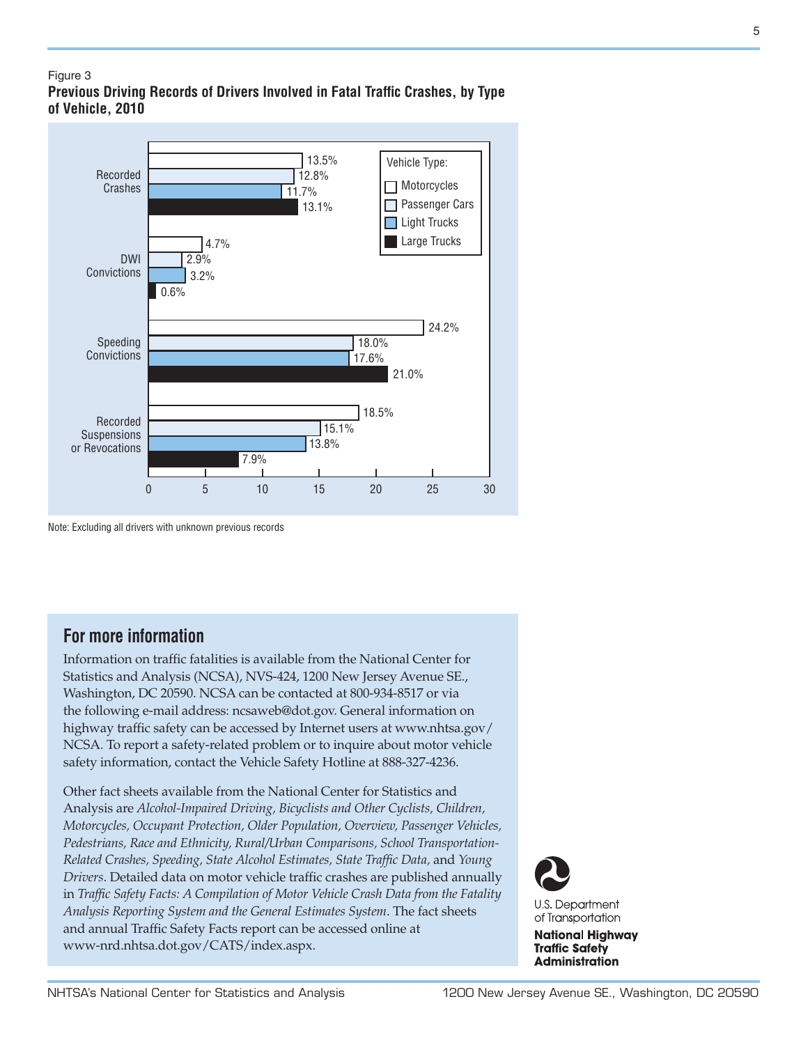Figure 3

**Previous Driving Records of Drivers Involved in Fatal Traffic Crashes, by Type of Vehicle, 2010**

| Previous Record | Motorcycles | Passenger Cars | Light Trucks | Large Trucks |
|---|---|---|---|---|
| Recorded Crashes | 13.5% | 12.8% | 11.7% | 13.1% |
| DWI Convictions | 4.7% | 2.9% | 3.2% | 0.6% |
| Speeding Convictions | 24.2% | 18.0% | 17.6% | 21.0% |
| Recorded Suspensions or Revocations | 18.5% | 15.1% | 13.8% | 7.9% |

Note: Excluding all drivers with unknown previous records

## For more information

Information on traffic fatalities is available from the National Center for Statistics and Analysis (NCSA), NVS-424, 1200 New Jersey Avenue SE., Washington, DC 20590. NCSA can be contacted at 800-934-8517 or via the following e-mail address: ncsaweb@dot.gov. General information on highway traffic safety can be accessed by Internet users at www.nhtsa.gov/NCSA. To report a safety-related problem or to inquire about motor vehicle safety information, contact the Vehicle Safety Hotline at 888-327-4236.

Other fact sheets available from the National Center for Statistics and Analysis are *Alcohol-Impaired Driving, Bicyclists and Other Cyclists, Children, Motorcycles, Occupant Protection, Older Population, Overview, Passenger Vehicles, Pedestrians, Race and Ethnicity, Rural/Urban Comparisons, School Transportation-Related Crashes, Speeding, State Alcohol Estimates, State Traffic Data,* and *Young Drivers*. Detailed data on motor vehicle traffic crashes are published annually in *Traffic Safety Facts: A Compilation of Motor Vehicle Crash Data from the Fatality Analysis Reporting System and the General Estimates System*. The fact sheets and annual Traffic Safety Facts report can be accessed online at www-nrd.nhtsa.dot.gov/CATS/index.aspx.

U.S. Department of Transportation

**National Highway Traffic Safety Administration**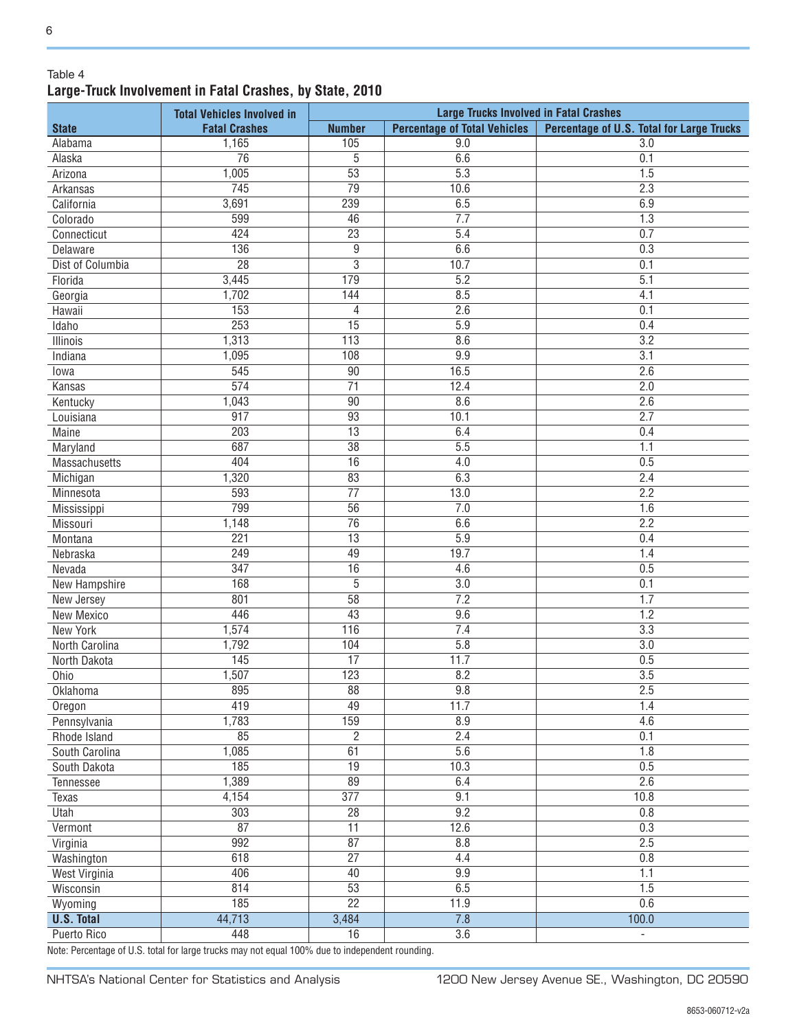Table 4

## Large-Truck Involvement in Fatal Crashes, by State, 2010

| State | Total Vehicles Involved in Fatal Crashes | Large Trucks Involved in Fatal Crashes | | |
|---|---|---|---|---|
| | | Number | Percentage of Total Vehicles | Percentage of U.S. Total for Large Trucks |
| Alabama | 1,165 | 105 | 9.0 | 3.0 |
| Alaska | 76 | 5 | 6.6 | 0.1 |
| Arizona | 1,005 | 53 | 5.3 | 1.5 |
| Arkansas | 745 | 79 | 10.6 | 2.3 |
| California | 3,691 | 239 | 6.5 | 6.9 |
| Colorado | 599 | 46 | 7.7 | 1.3 |
| Connecticut | 424 | 23 | 5.4 | 0.7 |
| Delaware | 136 | 9 | 6.6 | 0.3 |
| Dist of Columbia | 28 | 3 | 10.7 | 0.1 |
| Florida | 3,445 | 179 | 5.2 | 5.1 |
| Georgia | 1,702 | 144 | 8.5 | 4.1 |
| Hawaii | 153 | 4 | 2.6 | 0.1 |
| Idaho | 253 | 15 | 5.9 | 0.4 |
| Illinois | 1,313 | 113 | 8.6 | 3.2 |
| Indiana | 1,095 | 108 | 9.9 | 3.1 |
| Iowa | 545 | 90 | 16.5 | 2.6 |
| Kansas | 574 | 71 | 12.4 | 2.0 |
| Kentucky | 1,043 | 90 | 8.6 | 2.6 |
| Louisiana | 917 | 93 | 10.1 | 2.7 |
| Maine | 203 | 13 | 6.4 | 0.4 |
| Maryland | 687 | 38 | 5.5 | 1.1 |
| Massachusetts | 404 | 16 | 4.0 | 0.5 |
| Michigan | 1,320 | 83 | 6.3 | 2.4 |
| Minnesota | 593 | 77 | 13.0 | 2.2 |
| Mississippi | 799 | 56 | 7.0 | 1.6 |
| Missouri | 1,148 | 76 | 6.6 | 2.2 |
| Montana | 221 | 13 | 5.9 | 0.4 |
| Nebraska | 249 | 49 | 19.7 | 1.4 |
| Nevada | 347 | 16 | 4.6 | 0.5 |
| New Hampshire | 168 | 5 | 3.0 | 0.1 |
| New Jersey | 801 | 58 | 7.2 | 1.7 |
| New Mexico | 446 | 43 | 9.6 | 1.2 |
| New York | 1,574 | 116 | 7.4 | 3.3 |
| North Carolina | 1,792 | 104 | 5.8 | 3.0 |
| North Dakota | 145 | 17 | 11.7 | 0.5 |
| Ohio | 1,507 | 123 | 8.2 | 3.5 |
| Oklahoma | 895 | 88 | 9.8 | 2.5 |
| Oregon | 419 | 49 | 11.7 | 1.4 |
| Pennsylvania | 1,783 | 159 | 8.9 | 4.6 |
| Rhode Island | 85 | 2 | 2.4 | 0.1 |
| South Carolina | 1,085 | 61 | 5.6 | 1.8 |
| South Dakota | 185 | 19 | 10.3 | 0.5 |
| Tennessee | 1,389 | 89 | 6.4 | 2.6 |
| Texas | 4,154 | 377 | 9.1 | 10.8 |
| Utah | 303 | 28 | 9.2 | 0.8 |
| Vermont | 87 | 11 | 12.6 | 0.3 |
| Virginia | 992 | 87 | 8.8 | 2.5 |
| Washington | 618 | 27 | 4.4 | 0.8 |
| West Virginia | 406 | 40 | 9.9 | 1.1 |
| Wisconsin | 814 | 53 | 6.5 | 1.5 |
| Wyoming | 185 | 22 | 11.9 | 0.6 |
| **U.S. Total** | 44,713 | 3,484 | 7.8 | 100.0 |
| Puerto Rico | 448 | 16 | 3.6 | - |

Note: Percentage of U.S. total for large trucks may not equal 100% due to independent rounding.

NHTSA's National Center for Statistics and Analysis    1200 New Jersey Avenue SE., Washington, DC 20590

8653-060712-v2a